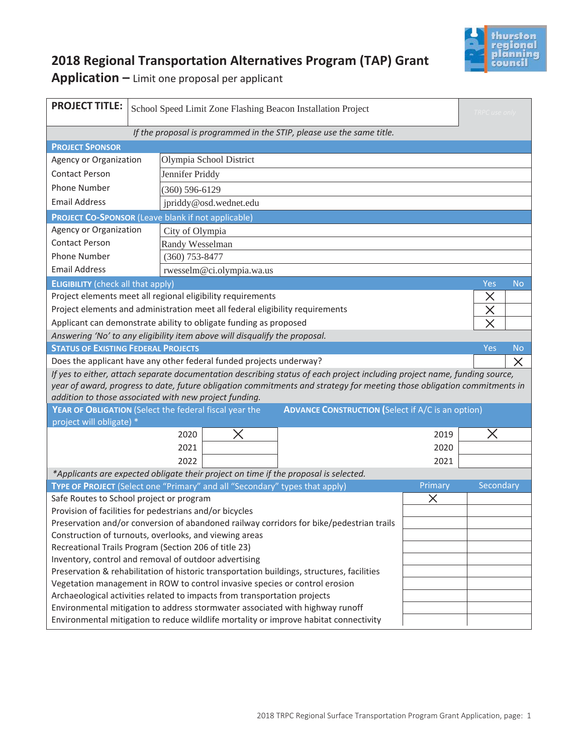# 2018 Regional Transportation Alternatives Program (TAP) Grant Application – Limit one proposal per applicant

| PROJECT TITLE: | School Speed Limit Zone Flashing Beacon Installation Project | TRPC use only |
|---|---|---|

*If the proposal is programmed in the STIP, please use the same title.*

**PROJECT SPONSOR**

| | |
|---|---|
| Agency or Organization | Olympia School District |
| Contact Person | Jennifer Priddy |
| Phone Number | (360) 596-6129 |
| Email Address | jpriddy@osd.wednet.edu |

**PROJECT CO-SPONSOR** (Leave blank if not applicable)

| | |
|---|---|
| Agency or Organization | City of Olympia |
| Contact Person | Randy Wesselman |
| Phone Number | (360) 753-8477 |
| Email Address | rwesselm@ci.olympia.wa.us |

| **ELIGIBILITY** (check all that apply) | Yes | No |
|---|---|---|
| Project elements meet all regional eligibility requirements | X | |
| Project elements and administration meet all federal eligibility requirements | X | |
| Applicant can demonstrate ability to obligate funding as proposed | X | |

*Answering 'No' to any eligibility item above will disqualify the proposal.*

| **STATUS OF EXISTING FEDERAL PROJECTS** | Yes | No |
|---|---|---|
| Does the applicant have any other federal funded projects underway? | | X |

*If yes to either, attach separate documentation describing status of each project including project name, funding source, year of award, progress to date, future obligation commitments and strategy for meeting those obligation commitments in addition to those associated with new project funding.*

| **YEAR OF OBLIGATION** (Select the federal fiscal year the project will obligate) * | | **ADVANCE CONSTRUCTION** (Select if A/C is an option) | |
|---|---|---|---|
| 2020 | X | 2019 | X |
| 2021 | | 2020 | |
| 2022 | | 2021 | |

*\*Applicants are expected obligate their project on time if the proposal is selected.*

| **TYPE OF PROJECT** (Select one "Primary" and all "Secondary" types that apply) | Primary | Secondary |
|---|---|---|
| Safe Routes to School project or program | X | |
| Provision of facilities for pedestrians and/or bicycles | | |
| Preservation and/or conversion of abandoned railway corridors for bike/pedestrian trails | | |
| Construction of turnouts, overlooks, and viewing areas | | |
| Recreational Trails Program (Section 206 of title 23) | | |
| Inventory, control and removal of outdoor advertising | | |
| Preservation & rehabilitation of historic transportation buildings, structures, facilities | | |
| Vegetation management in ROW to control invasive species or control erosion | | |
| Archaeological activities related to impacts from transportation projects | | |
| Environmental mitigation to address stormwater associated with highway runoff | | |
| Environmental mitigation to reduce wildlife mortality or improve habitat connectivity | | |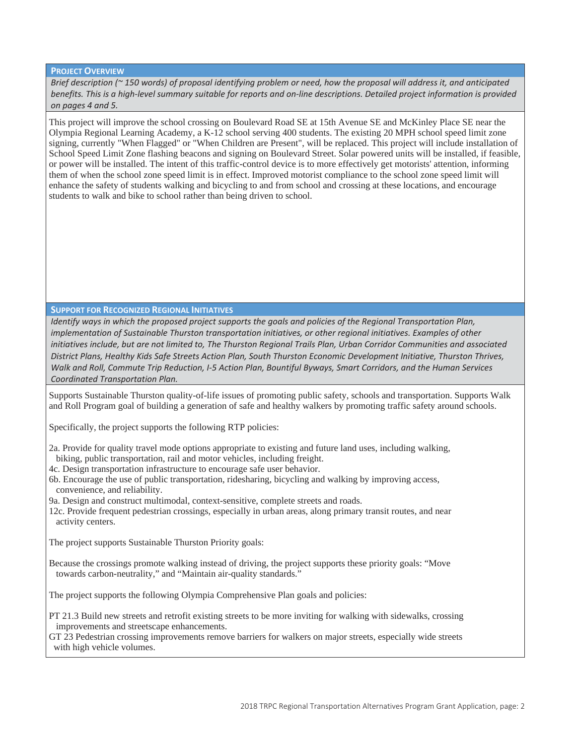## Project Overview

*Brief description (~ 150 words) of proposal identifying problem or need, how the proposal will address it, and anticipated benefits. This is a high-level summary suitable for reports and on-line descriptions. Detailed project information is provided on pages 4 and 5.*

This project will improve the school crossing on Boulevard Road SE at 15th Avenue SE and McKinley Place SE near the Olympia Regional Learning Academy, a K-12 school serving 400 students. The existing 20 MPH school speed limit zone signing, currently "When Flagged" or "When Children are Present", will be replaced. This project will include installation of School Speed Limit Zone flashing beacons and signing on Boulevard Street. Solar powered units will be installed, if feasible, or power will be installed. The intent of this traffic-control device is to more effectively get motorists' attention, informing them of when the school zone speed limit is in effect. Improved motorist compliance to the school zone speed limit will enhance the safety of students walking and bicycling to and from school and crossing at these locations, and encourage students to walk and bike to school rather than being driven to school.

## Support for Recognized Regional Initiatives

*Identify ways in which the proposed project supports the goals and policies of the Regional Transportation Plan, implementation of Sustainable Thurston transportation initiatives, or other regional initiatives. Examples of other initiatives include, but are not limited to, The Thurston Regional Trails Plan, Urban Corridor Communities and associated District Plans, Healthy Kids Safe Streets Action Plan, South Thurston Economic Development Initiative, Thurston Thrives, Walk and Roll, Commute Trip Reduction, I-5 Action Plan, Bountiful Byways, Smart Corridors, and the Human Services Coordinated Transportation Plan.*

Supports Sustainable Thurston quality-of-life issues of promoting public safety, schools and transportation. Supports Walk and Roll Program goal of building a generation of safe and healthy walkers by promoting traffic safety around schools.

Specifically, the project supports the following RTP policies:

2a. Provide for quality travel mode options appropriate to existing and future land uses, including walking, biking, public transportation, rail and motor vehicles, including freight.
4c. Design transportation infrastructure to encourage safe user behavior.
6b. Encourage the use of public transportation, ridesharing, bicycling and walking by improving access, convenience, and reliability.
9a. Design and construct multimodal, context-sensitive, complete streets and roads.
12c. Provide frequent pedestrian crossings, especially in urban areas, along primary transit routes, and near activity centers.

The project supports Sustainable Thurston Priority goals:

Because the crossings promote walking instead of driving, the project supports these priority goals: "Move towards carbon-neutrality," and "Maintain air-quality standards."

The project supports the following Olympia Comprehensive Plan goals and policies:

PT 21.3 Build new streets and retrofit existing streets to be more inviting for walking with sidewalks, crossing improvements and streetscape enhancements.
GT 23 Pedestrian crossing improvements remove barriers for walkers on major streets, especially wide streets with high vehicle volumes.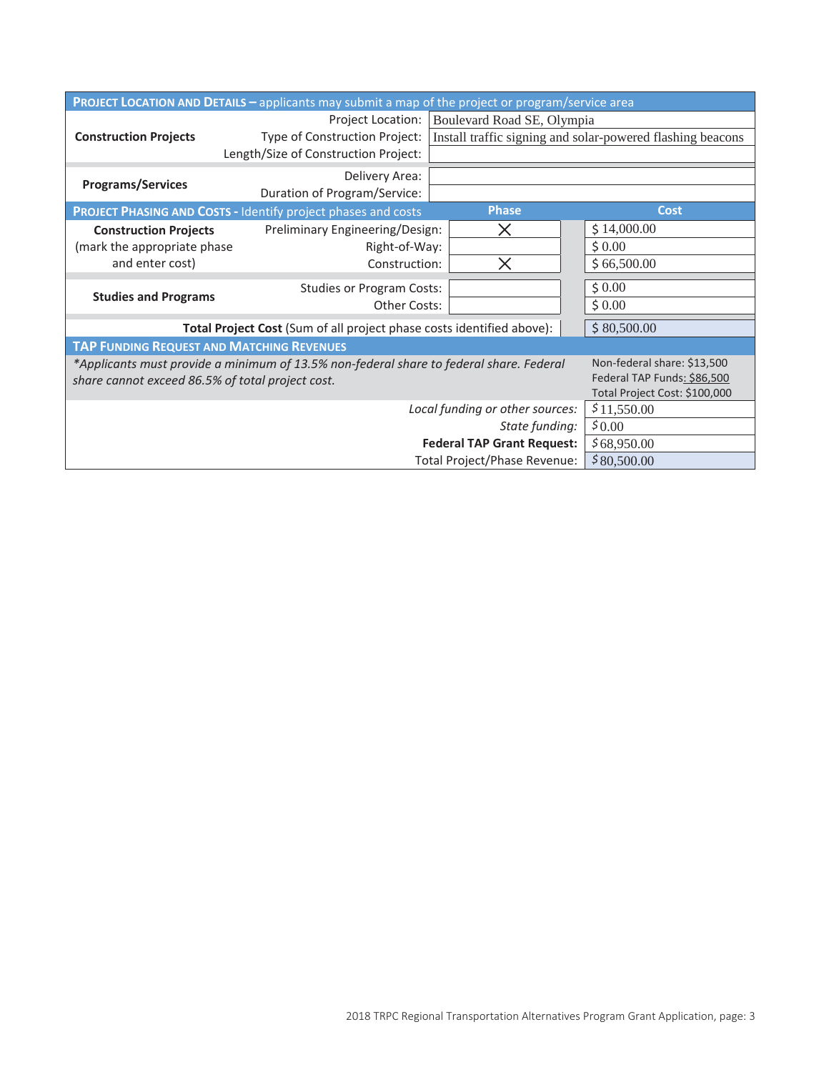## PROJECT LOCATION AND DETAILS – applicants may submit a map of the project or program/service area

| | | |
|---|---|---|
| **Construction Projects** | Project Location: | Boulevard Road SE, Olympia |
| | Type of Construction Project: | Install traffic signing and solar-powered flashing beacons |
| | Length/Size of Construction Project: | |
| **Programs/Services** | Delivery Area: | |
| | Duration of Program/Service: | |

## PROJECT PHASING AND COSTS - Identify project phases and costs

| | | Phase | Cost |
|---|---|---|---|
| **Construction Projects** (mark the appropriate phase and enter cost) | Preliminary Engineering/Design: | X | $ 14,000.00 |
| | Right-of-Way: | | $ 0.00 |
| | Construction: | X | $ 66,500.00 |
| **Studies and Programs** | Studies or Program Costs: | | $ 0.00 |
| | Other Costs: | | $ 0.00 |
| **Total Project Cost** (Sum of all project phase costs identified above): | | | $ 80,500.00 |

## TAP FUNDING REQUEST AND MATCHING REVENUES

*\*Applicants must provide a minimum of 13.5% non-federal share to federal share. Federal share cannot exceed 86.5% of total project cost.*

Non-federal share: $13,500
Federal TAP Funds: $86,500
Total Project Cost: $100,000

| | |
|---|---|
| *Local funding or other sources:* | $11,550.00 |
| *State funding:* | $0.00 |
| **Federal TAP Grant Request:** | $68,950.00 |
| Total Project/Phase Revenue: | $80,500.00 |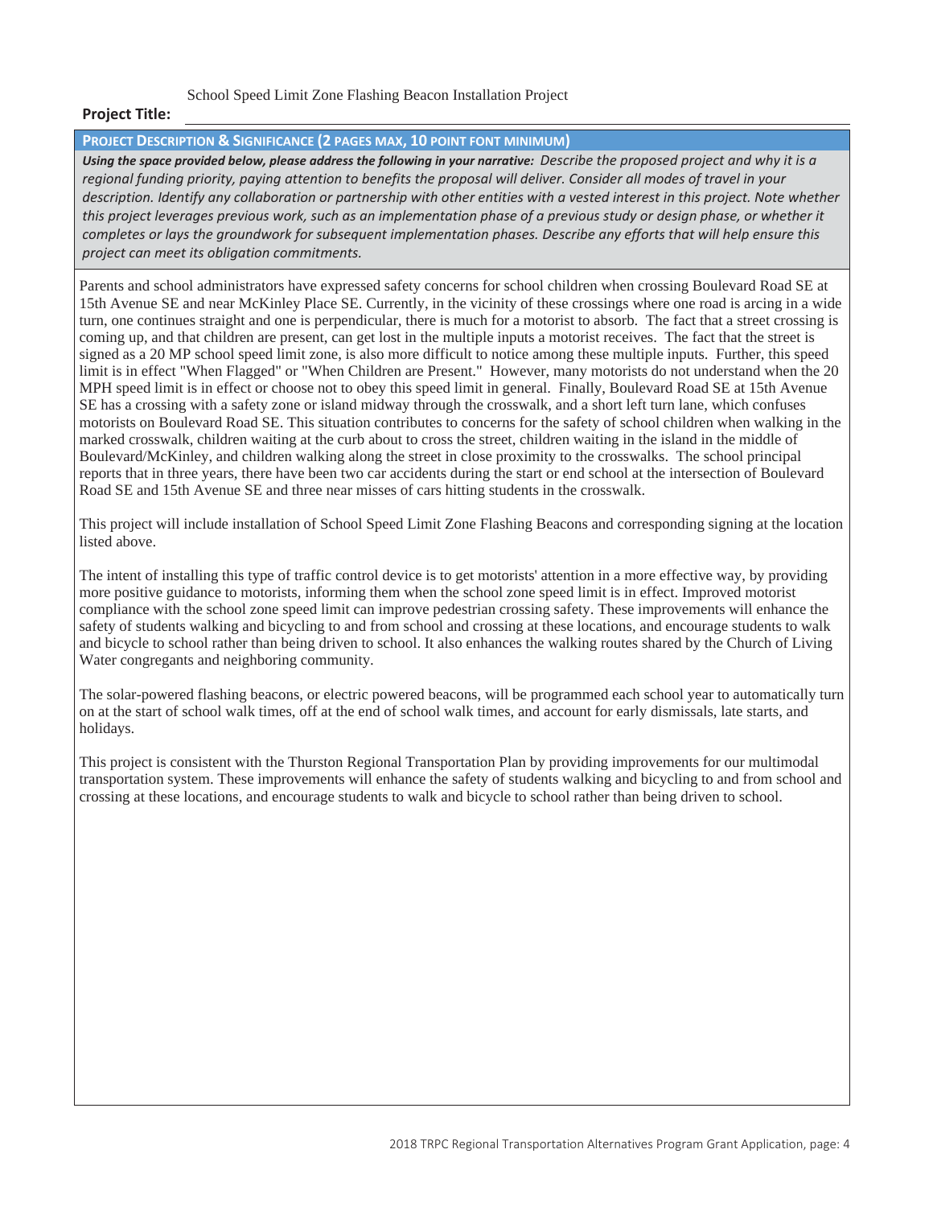**Project Title:** School Speed Limit Zone Flashing Beacon Installation Project

## PROJECT DESCRIPTION & SIGNIFICANCE (2 PAGES MAX, 10 POINT FONT MINIMUM)

***Using the space provided below, please address the following in your narrative:*** *Describe the proposed project and why it is a regional funding priority, paying attention to benefits the proposal will deliver. Consider all modes of travel in your description. Identify any collaboration or partnership with other entities with a vested interest in this project. Note whether this project leverages previous work, such as an implementation phase of a previous study or design phase, or whether it completes or lays the groundwork for subsequent implementation phases. Describe any efforts that will help ensure this project can meet its obligation commitments.*

Parents and school administrators have expressed safety concerns for school children when crossing Boulevard Road SE at 15th Avenue SE and near McKinley Place SE. Currently, in the vicinity of these crossings where one road is arcing in a wide turn, one continues straight and one is perpendicular, there is much for a motorist to absorb. The fact that a street crossing is coming up, and that children are present, can get lost in the multiple inputs a motorist receives. The fact that the street is signed as a 20 MP school speed limit zone, is also more difficult to notice among these multiple inputs. Further, this speed limit is in effect "When Flagged" or "When Children are Present." However, many motorists do not understand when the 20 MPH speed limit is in effect or choose not to obey this speed limit in general. Finally, Boulevard Road SE at 15th Avenue SE has a crossing with a safety zone or island midway through the crosswalk, and a short left turn lane, which confuses motorists on Boulevard Road SE. This situation contributes to concerns for the safety of school children when walking in the marked crosswalk, children waiting at the curb about to cross the street, children waiting in the island in the middle of Boulevard/McKinley, and children walking along the street in close proximity to the crosswalks. The school principal reports that in three years, there have been two car accidents during the start or end school at the intersection of Boulevard Road SE and 15th Avenue SE and three near misses of cars hitting students in the crosswalk.

This project will include installation of School Speed Limit Zone Flashing Beacons and corresponding signing at the location listed above.

The intent of installing this type of traffic control device is to get motorists' attention in a more effective way, by providing more positive guidance to motorists, informing them when the school zone speed limit is in effect. Improved motorist compliance with the school zone speed limit can improve pedestrian crossing safety. These improvements will enhance the safety of students walking and bicycling to and from school and crossing at these locations, and encourage students to walk and bicycle to school rather than being driven to school. It also enhances the walking routes shared by the Church of Living Water congregants and neighboring community.

The solar-powered flashing beacons, or electric powered beacons, will be programmed each school year to automatically turn on at the start of school walk times, off at the end of school walk times, and account for early dismissals, late starts, and holidays.

This project is consistent with the Thurston Regional Transportation Plan by providing improvements for our multimodal transportation system. These improvements will enhance the safety of students walking and bicycling to and from school and crossing at these locations, and encourage students to walk and bicycle to school rather than being driven to school.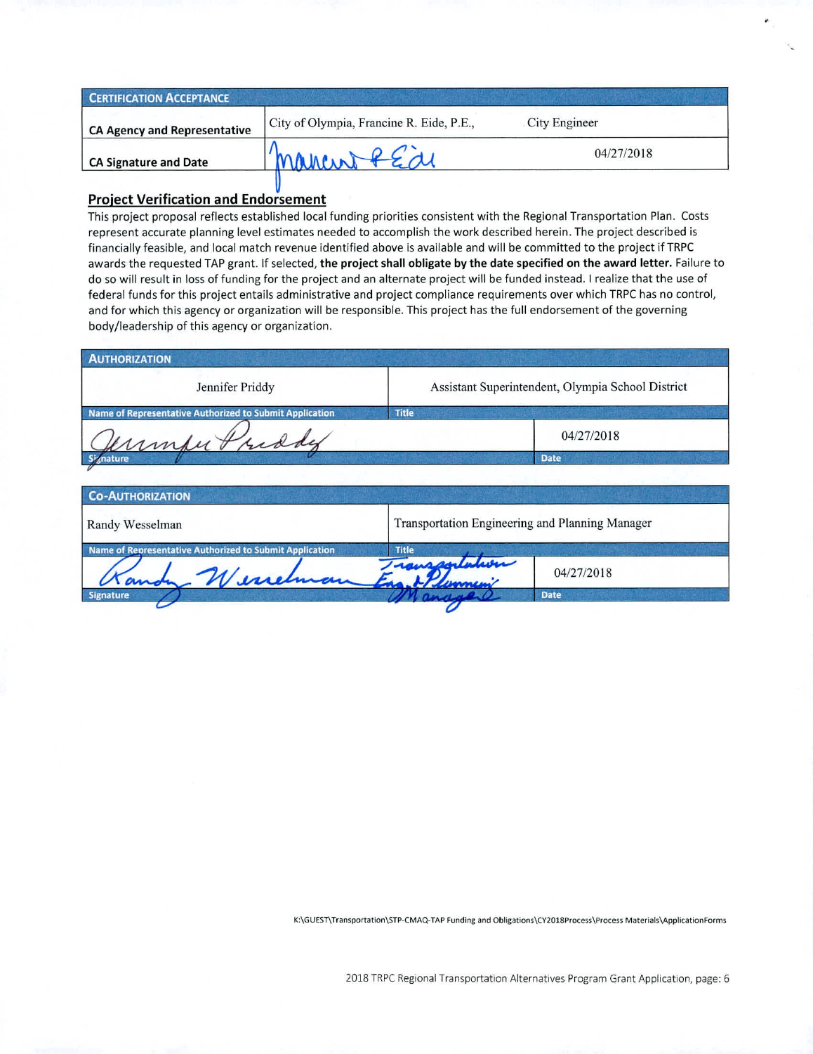| CERTIFICATION ACCEPTANCE | | |
| --- | --- | --- |
| CA Agency and Representative | City of Olympia, Francine R. Eide, P.E., | City Engineer |
| CA Signature and Date | Francine R Eide | 04/27/2018 |

## Project Verification and Endorsement

This project proposal reflects established local funding priorities consistent with the Regional Transportation Plan. Costs represent accurate planning level estimates needed to accomplish the work described herein. The project described is financially feasible, and local match revenue identified above is available and will be committed to the project if TRPC awards the requested TAP grant. If selected, **the project shall obligate by the date specified on the award letter.** Failure to do so will result in loss of funding for the project and an alternate project will be funded instead. I realize that the use of federal funds for this project entails administrative and project compliance requirements over which TRPC has no control, and for which this agency or organization will be responsible. This project has the full endorsement of the governing body/leadership of this agency or organization.

| AUTHORIZATION | | |
| --- | --- | --- |
| Jennifer Priddy | Assistant Superintendent, Olympia School District | |
| Name of Representative Authorized to Submit Application | Title | |
| Jennifer Priddy | | 04/27/2018 |
| Signature | | Date |

| CO-AUTHORIZATION | | |
| --- | --- | --- |
| Randy Wesselman | Transportation Engineering and Planning Manager | |
| Name of Representative Authorized to Submit Application | Title | |
| Randy Wesselman | Transportation Eng. & Planning Manager | 04/27/2018 |
| Signature | | Date |

K:\GUEST\Transportation\STP-CMAQ-TAP Funding and Obligations\CY2018Process\Process Materials\ApplicationForms

2018 TRPC Regional Transportation Alternatives Program Grant Application, page: 6